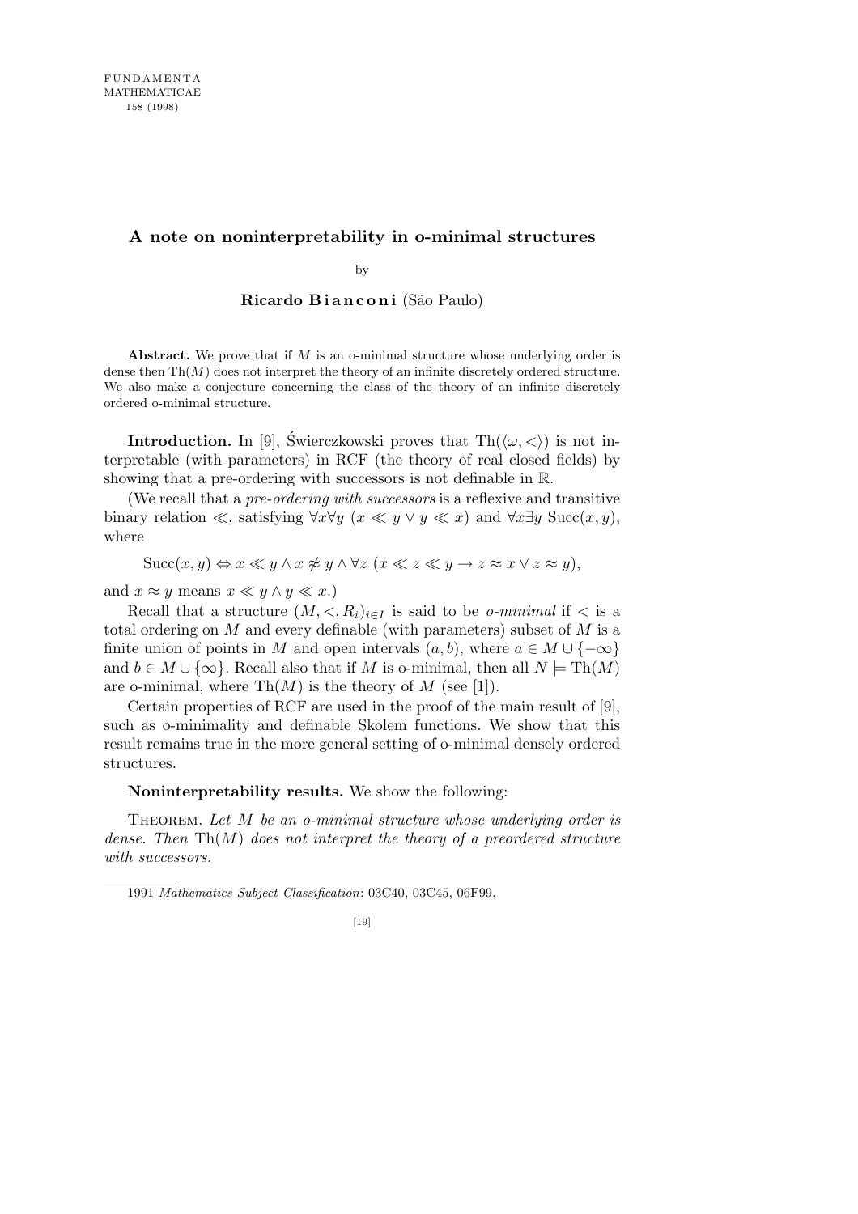# A note on noninterpretability in o-minimal structures

by

**Ricardo Bianconi** (São Paulo)

**Abstract.** We prove that if $M$ is an o-minimal structure whose underlying order is dense then $\mathrm{Th}(M)$ does not interpret the theory of an infinite discretely ordered structure. We also make a conjecture concerning the class of the theory of an infinite discretely ordered o-minimal structure.

**Introduction.** In [9], Świerczkowski proves that $\mathrm{Th}(\langle \omega, < \rangle)$ is not interpretable (with parameters) in RCF (the theory of real closed fields) by showing that a pre-ordering with successors is not definable in $\mathbb{R}$.

(We recall that a *pre-ordering with successors* is a reflexive and transitive binary relation $\ll$, satisfying $\forall x \forall y \ (x \ll y \vee y \ll x)$ and $\forall x \exists y \ \mathrm{Succ}(x, y)$, where

$$\mathrm{Succ}(x, y) \Leftrightarrow x \ll y \wedge x \not\approx y \wedge \forall z \ (x \ll z \ll y \rightarrow z \approx x \vee z \approx y),$$

and $x \approx y$ means $x \ll y \wedge y \ll x$.)

Recall that a structure $(M, <, R_i)_{i \in I}$ is said to be *o-minimal* if $<$ is a total ordering on $M$ and every definable (with parameters) subset of $M$ is a finite union of points in $M$ and open intervals $(a, b)$, where $a \in M \cup \{-\infty\}$ and $b \in M \cup \{\infty\}$. Recall also that if $M$ is o-minimal, then all $N \models \mathrm{Th}(M)$ are o-minimal, where $\mathrm{Th}(M)$ is the theory of $M$ (see [1]).

Certain properties of RCF are used in the proof of the main result of [9], such as o-minimality and definable Skolem functions. We show that this result remains true in the more general setting of o-minimal densely ordered structures.

**Noninterpretability results.** We show the following:

Theorem. *Let $M$ be an o-minimal structure whose underlying order is dense. Then $\mathrm{Th}(M)$ does not interpret the theory of a preordered structure with successors.*

1991 *Mathematics Subject Classification*: 03C40, 03C45, 06F99.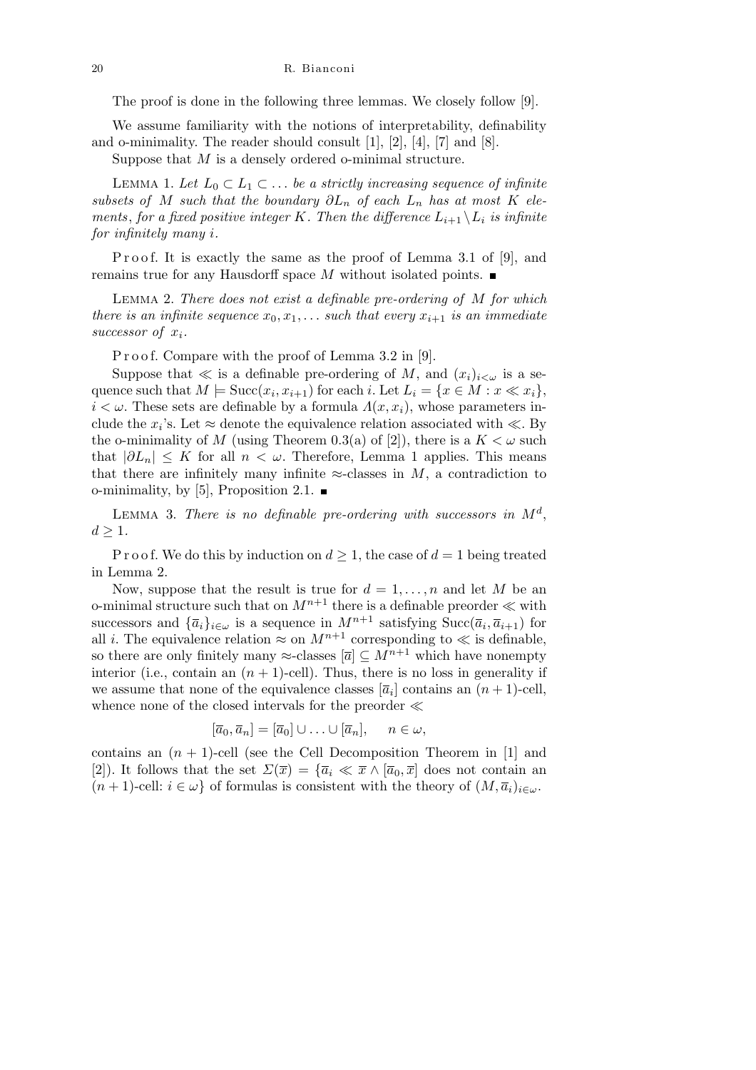The proof is done in the following three lemmas. We closely follow [9].

We assume familiarity with the notions of interpretability, definability and o-minimality. The reader should consult [1], [2], [4], [7] and [8].

Suppose that $M$ is a densely ordered o-minimal structure.

Lemma 1. *Let $L_0 \subset L_1 \subset \ldots$ be a strictly increasing sequence of infinite subsets of $M$ such that the boundary $\partial L_n$ of each $L_n$ has at most $K$ elements, for a fixed positive integer $K$. Then the difference $L_{i+1} \setminus L_i$ is infinite for infinitely many $i$.*

Proof. It is exactly the same as the proof of Lemma 3.1 of [9], and remains true for any Hausdorff space $M$ without isolated points. ■

Lemma 2. *There does not exist a definable pre-ordering of $M$ for which there is an infinite sequence $x_0, x_1, \ldots$ such that every $x_{i+1}$ is an immediate successor of $x_i$.*

Proof. Compare with the proof of Lemma 3.2 in [9].

Suppose that $\ll$ is a definable pre-ordering of $M$, and $(x_i)_{i<\omega}$ is a sequence such that $M \models \mathrm{Succ}(x_i, x_{i+1})$ for each $i$. Let $L_i = \{x \in M : x \ll x_i\}$, $i < \omega$. These sets are definable by a formula $\Lambda(x, x_i)$, whose parameters include the $x_i$'s. Let $\approx$ denote the equivalence relation associated with $\ll$. By the o-minimality of $M$ (using Theorem 0.3(a) of [2]), there is a $K < \omega$ such that $|\partial L_n| \leq K$ for all $n < \omega$. Therefore, Lemma 1 applies. This means that there are infinitely many infinite $\approx$-classes in $M$, a contradiction to o-minimality, by [5], Proposition 2.1. ■

Lemma 3. *There is no definable pre-ordering with successors in $M^d$, $d \geq 1$.*

Proof. We do this by induction on $d \geq 1$, the case of $d = 1$ being treated in Lemma 2.

Now, suppose that the result is true for $d = 1, \ldots, n$ and let $M$ be an o-minimal structure such that on $M^{n+1}$ there is a definable preorder $\ll$ with successors and $\{\overline{a}_i\}_{i\in\omega}$ is a sequence in $M^{n+1}$ satisfying $\mathrm{Succ}(\overline{a}_i, \overline{a}_{i+1})$ for all $i$. The equivalence relation $\approx$ on $M^{n+1}$ corresponding to $\ll$ is definable, so there are only finitely many $\approx$-classes $[\overline{a}] \subseteq M^{n+1}$ which have nonempty interior (i.e., contain an $(n+1)$-cell). Thus, there is no loss in generality if we assume that none of the equivalence classes $[\overline{a}_i]$ contains an $(n+1)$-cell, whence none of the closed intervals for the preorder $\ll$

$$[\overline{a}_0, \overline{a}_n] = [\overline{a}_0] \cup \ldots \cup [\overline{a}_n], \quad n \in \omega,$$

contains an $(n+1)$-cell (see the Cell Decomposition Theorem in [1] and [2]). It follows that the set $\Sigma(\overline{x}) = \{\overline{a}_i \ll \overline{x} \wedge [\overline{a}_0, \overline{x}]$ does not contain an $(n+1)$-cell: $i \in \omega\}$ of formulas is consistent with the theory of $(M, \overline{a}_i)_{i\in\omega}$.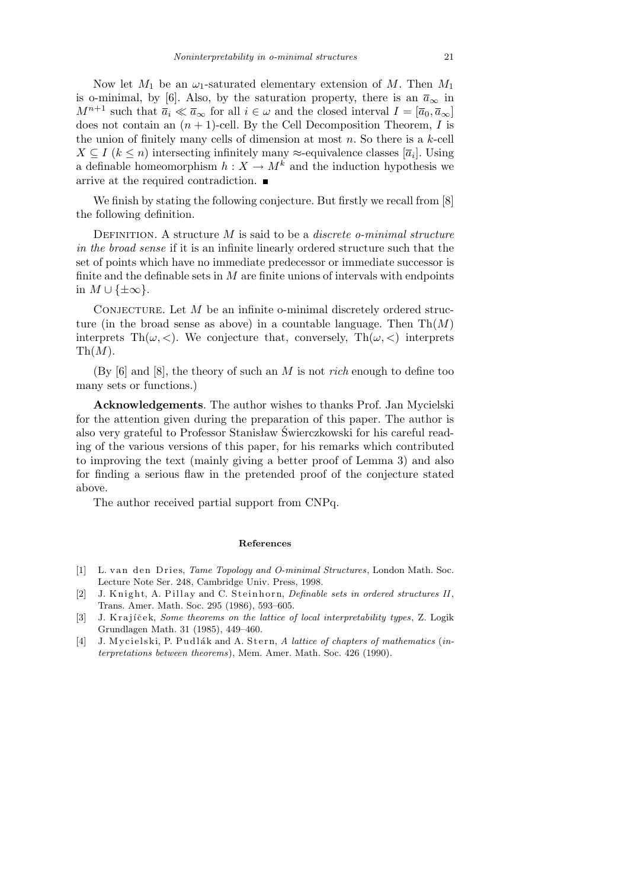Now let $M_1$ be an $\omega_1$-saturated elementary extension of $M$. Then $M_1$ is o-minimal, by [6]. Also, by the saturation property, there is an $\overline{a}_\infty$ in $M^{n+1}$ such that $\overline{a}_i \ll \overline{a}_\infty$ for all $i \in \omega$ and the closed interval $I = [\overline{a}_0, \overline{a}_\infty]$ does not contain an $(n+1)$-cell. By the Cell Decomposition Theorem, $I$ is the union of finitely many cells of dimension at most $n$. So there is a $k$-cell $X \subseteq I$ ($k \leq n$) intersecting infinitely many $\approx$-equivalence classes $[\overline{a}_i]$. Using a definable homeomorphism $h : X \to M^k$ and the induction hypothesis we arrive at the required contradiction. ∎

We finish by stating the following conjecture. But firstly we recall from [8] the following definition.

Definition. A structure $M$ is said to be a *discrete o-minimal structure in the broad sense* if it is an infinite linearly ordered structure such that the set of points which have no immediate predecessor or immediate successor is finite and the definable sets in $M$ are finite unions of intervals with endpoints in $M \cup \{\pm\infty\}$.

Conjecture. Let $M$ be an infinite o-minimal discretely ordered structure (in the broad sense as above) in a countable language. Then $\mathrm{Th}(M)$ interprets $\mathrm{Th}(\omega, <)$. We conjecture that, conversely, $\mathrm{Th}(\omega, <)$ interprets $\mathrm{Th}(M)$.

(By [6] and [8], the theory of such an $M$ is not *rich* enough to define too many sets or functions.)

**Acknowledgements**. The author wishes to thanks Prof. Jan Mycielski for the attention given during the preparation of this paper. The author is also very grateful to Professor Stanisław Świerczkowski for his careful reading of the various versions of this paper, for his remarks which contributed to improving the text (mainly giving a better proof of Lemma 3) and also for finding a serious flaw in the pretended proof of the conjecture stated above.

The author received partial support from CNPq.

## References

[1] L. van den Dries, *Tame Topology and O-minimal Structures*, London Math. Soc. Lecture Note Ser. 248, Cambridge Univ. Press, 1998.

[2] J. Knight, A. Pillay and C. Steinhorn, *Definable sets in ordered structures II*, Trans. Amer. Math. Soc. 295 (1986), 593–605.

[3] J. Krajíček, *Some theorems on the lattice of local interpretability types*, Z. Logik Grundlagen Math. 31 (1985), 449–460.

[4] J. Mycielski, P. Pudlák and A. Stern, *A lattice of chapters of mathematics* (*interpretations between theorems*), Mem. Amer. Math. Soc. 426 (1990).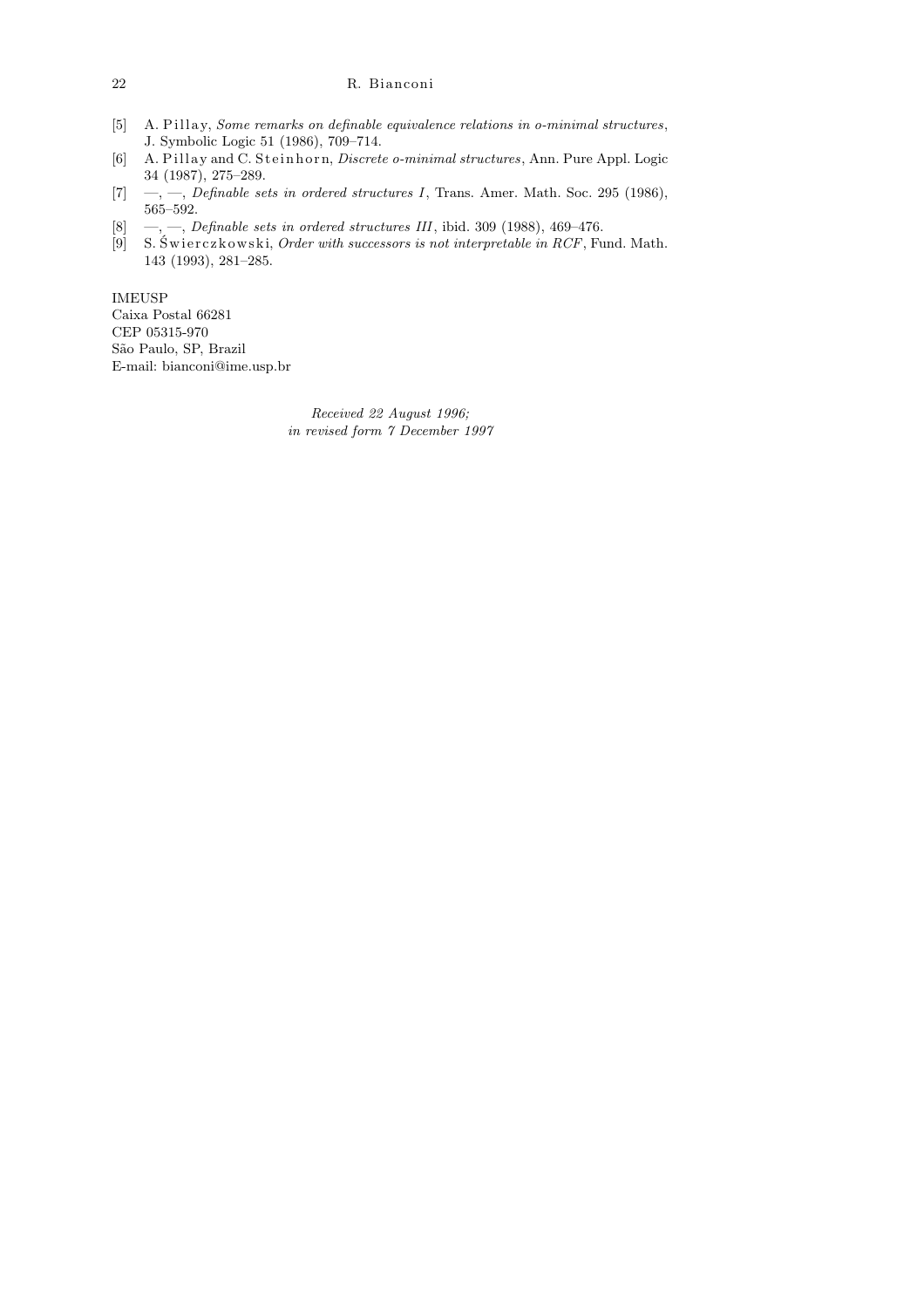[5] A. Pillay, *Some remarks on definable equivalence relations in o-minimal structures*, J. Symbolic Logic 51 (1986), 709–714.

[6] A. Pillay and C. Steinhorn, *Discrete o-minimal structures*, Ann. Pure Appl. Logic 34 (1987), 275–289.

[7] —, —, *Definable sets in ordered structures I*, Trans. Amer. Math. Soc. 295 (1986), 565–592.

[8] —, —, *Definable sets in ordered structures III*, ibid. 309 (1988), 469–476.

[9] S. Świerczkowski, *Order with successors is not interpretable in RCF*, Fund. Math. 143 (1993), 281–285.

IMEUSP
Caixa Postal 66281
CEP 05315-970
São Paulo, SP, Brazil
E-mail: bianconi@ime.usp.br

*Received 22 August 1996;*
*in revised form 7 December 1997*